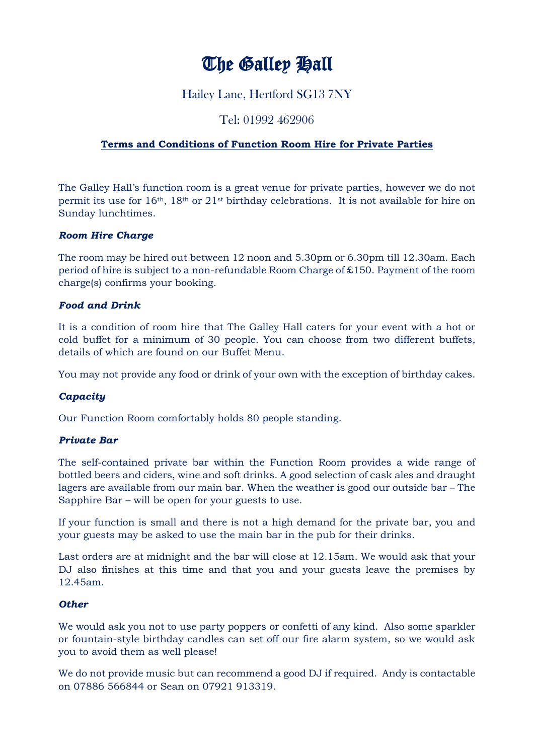# The Galley Hall

Hailey Lane, Hertford SG13 7NY

Tel: 01992 462906

**Terms and Conditions of Function Room Hire for Private Parties**

The Galley Hall's function room is a great venue for private parties, however we do not permit its use for 16th, 18th or 21st birthday celebrations. It is not available for hire on Sunday lunchtimes.

***Room Hire Charge***

The room may be hired out between 12 noon and 5.30pm or 6.30pm till 12.30am. Each period of hire is subject to a non-refundable Room Charge of £150. Payment of the room charge(s) confirms your booking.

***Food and Drink***

It is a condition of room hire that The Galley Hall caters for your event with a hot or cold buffet for a minimum of 30 people. You can choose from two different buffets, details of which are found on our Buffet Menu.

You may not provide any food or drink of your own with the exception of birthday cakes.

***Capacity***

Our Function Room comfortably holds 80 people standing.

***Private Bar***

The self-contained private bar within the Function Room provides a wide range of bottled beers and ciders, wine and soft drinks. A good selection of cask ales and draught lagers are available from our main bar. When the weather is good our outside bar – The Sapphire Bar – will be open for your guests to use.

If your function is small and there is not a high demand for the private bar, you and your guests may be asked to use the main bar in the pub for their drinks.

Last orders are at midnight and the bar will close at 12.15am. We would ask that your DJ also finishes at this time and that you and your guests leave the premises by 12.45am.

***Other***

We would ask you not to use party poppers or confetti of any kind. Also some sparkler or fountain-style birthday candles can set off our fire alarm system, so we would ask you to avoid them as well please!

We do not provide music but can recommend a good DJ if required. Andy is contactable on 07886 566844 or Sean on 07921 913319.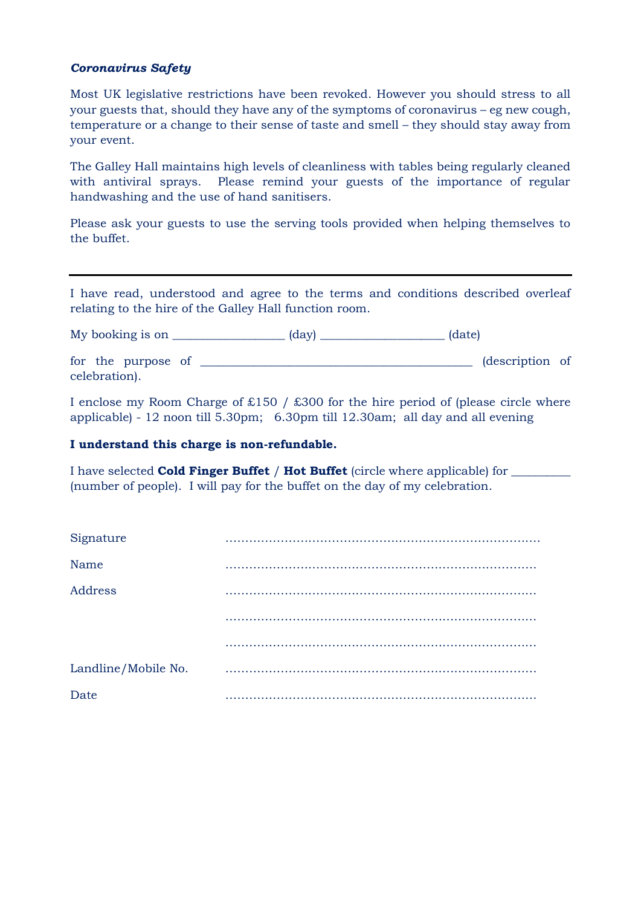***Coronavirus Safety***

Most UK legislative restrictions have been revoked. However you should stress to all your guests that, should they have any of the symptoms of coronavirus – eg new cough, temperature or a change to their sense of taste and smell – they should stay away from your event.

The Galley Hall maintains high levels of cleanliness with tables being regularly cleaned with antiviral sprays. Please remind your guests of the importance of regular handwashing and the use of hand sanitisers.

Please ask your guests to use the serving tools provided when helping themselves to the buffet.

---

I have read, understood and agree to the terms and conditions described overleaf relating to the hire of the Galley Hall function room.

My booking is on ___________________ (day) ____________________ (date)

for the purpose of ______________________________________________ (description of celebration).

I enclose my Room Charge of £150 / £300 for the hire period of (please circle where applicable) - 12 noon till 5.30pm; 6.30pm till 12.30am; all day and all evening

**I understand this charge is non-refundable.**

I have selected **Cold Finger Buffet** / **Hot Buffet** (circle where applicable) for __________ (number of people). I will pay for the buffet on the day of my celebration.

Signature ……………………………………………………………………

Name ……………………………………………………………………

Address ……………………………………………………………………

……………………………………………………………………

……………………………………………………………………

Landline/Mobile No. ……………………………………………………………………

Date ……………………………………………………………………